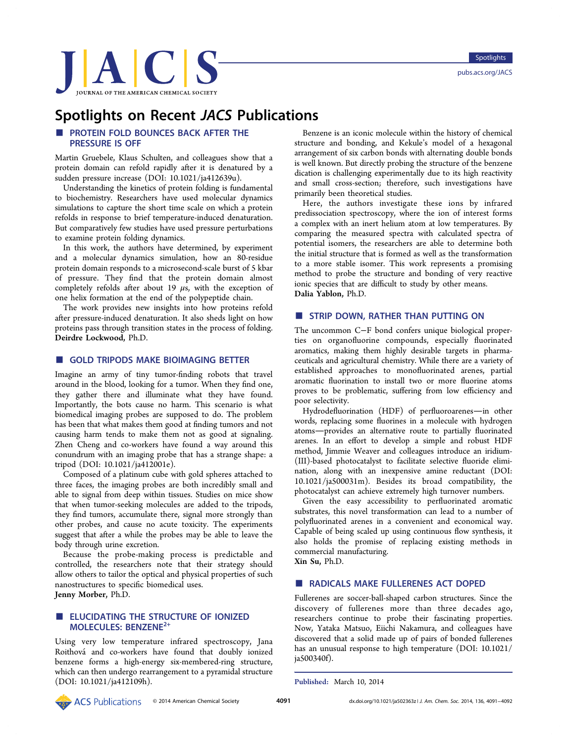# Spotlights on Recent *JACS* Publications

## PROTEIN FOLD BOUNCES BACK AFTER THE PRESSURE IS OFF

Martin Gruebele, Klaus Schulten, and colleagues show that a protein domain can refold rapidly after it is denatured by a sudden pressure increase (DOI: 10.1021/ja412639u).

Understanding the kinetics of protein folding is fundamental to biochemistry. Researchers have used molecular dynamics simulations to capture the short time scale on which a protein refolds in response to brief temperature-induced denaturation. But comparatively few studies have used pressure perturbations to examine protein folding dynamics.

In this work, the authors have determined, by experiment and a molecular dynamics simulation, how an 80-residue protein domain responds to a microsecond-scale burst of 5 kbar of pressure. They find that the protein domain almost completely refolds after about 19 $\mu$s, with the exception of one helix formation at the end of the polypeptide chain.

The work provides new insights into how proteins refold after pressure-induced denaturation. It also sheds light on how proteins pass through transition states in the process of folding. **Deirdre Lockwood,** Ph.D.

## GOLD TRIPODS MAKE BIOIMAGING BETTER

Imagine an army of tiny tumor-finding robots that travel around in the blood, looking for a tumor. When they find one, they gather there and illuminate what they have found. Importantly, the bots cause no harm. This scenario is what biomedical imaging probes are supposed to do. The problem has been that what makes them good at finding tumors and not causing harm tends to make them not as good at signaling. Zhen Cheng and co-workers have found a way around this conundrum with an imaging probe that has a strange shape: a tripod (DOI: 10.1021/ja412001e).

Composed of a platinum cube with gold spheres attached to three faces, the imaging probes are both incredibly small and able to signal from deep within tissues. Studies on mice show that when tumor-seeking molecules are added to the tripods, they find tumors, accumulate there, signal more strongly than other probes, and cause no acute toxicity. The experiments suggest that after a while the probes may be able to leave the body through urine excretion.

Because the probe-making process is predictable and controlled, the researchers note that their strategy should allow others to tailor the optical and physical properties of such nanostructures to specific biomedical uses.
**Jenny Morber,** Ph.D.

## ELUCIDATING THE STRUCTURE OF IONIZED MOLECULES: BENZENE$^{2+}$

Using very low temperature infrared spectroscopy, Jana Roithová and co-workers have found that doubly ionized benzene forms a high-energy six-membered-ring structure, which can then undergo rearrangement to a pyramidal structure (DOI: 10.1021/ja412109h).

Benzene is an iconic molecule within the history of chemical structure and bonding, and Kekule's model of a hexagonal arrangement of six carbon bonds with alternating double bonds is well known. But directly probing the structure of the benzene dication is challenging experimentally due to its high reactivity and small cross-section; therefore, such investigations have primarily been theoretical studies.

Here, the authors investigate these ions by infrared predissociation spectroscopy, where the ion of interest forms a complex with an inert helium atom at low temperatures. By comparing the measured spectra with calculated spectra of potential isomers, the researchers are able to determine both the initial structure that is formed as well as the transformation to a more stable isomer. This work represents a promising method to probe the structure and bonding of very reactive ionic species that are difficult to study by other means.
**Dalia Yablon,** Ph.D.

## STRIP DOWN, RATHER THAN PUTTING ON

The uncommon C−F bond confers unique biological properties on organofluorine compounds, especially fluorinated aromatics, making them highly desirable targets in pharmaceuticals and agricultural chemistry. While there are a variety of established approaches to monofluorinated arenes, partial aromatic fluorination to install two or more fluorine atoms proves to be problematic, suffering from low efficiency and poor selectivity.

Hydrodefluorination (HDF) of perfluoroarenes—in other words, replacing some fluorines in a molecule with hydrogen atoms—provides an alternative route to partially fluorinated arenes. In an effort to develop a simple and robust HDF method, Jimmie Weaver and colleagues introduce an iridium(III)-based photocatalyst to facilitate selective fluoride elimination, along with an inexpensive amine reductant (DOI: 10.1021/ja500031m). Besides its broad compatibility, the photocatalyst can achieve extremely high turnover numbers.

Given the easy accessibility to perfluorinated aromatic substrates, this novel transformation can lead to a number of polyfluorinated arenes in a convenient and economical way. Capable of being scaled up using continuous flow synthesis, it also holds the promise of replacing existing methods in commercial manufacturing.
**Xin Su,** Ph.D.

## RADICALS MAKE FULLERENES ACT DOPED

Fullerenes are soccer-ball-shaped carbon structures. Since the discovery of fullerenes more than three decades ago, researchers continue to probe their fascinating properties. Now, Yataka Matsuo, Eiichi Nakamura, and colleagues have discovered that a solid made up of pairs of bonded fullerenes has an unusual response to high temperature (DOI: 10.1021/ja500340f).

**Published:** March 10, 2014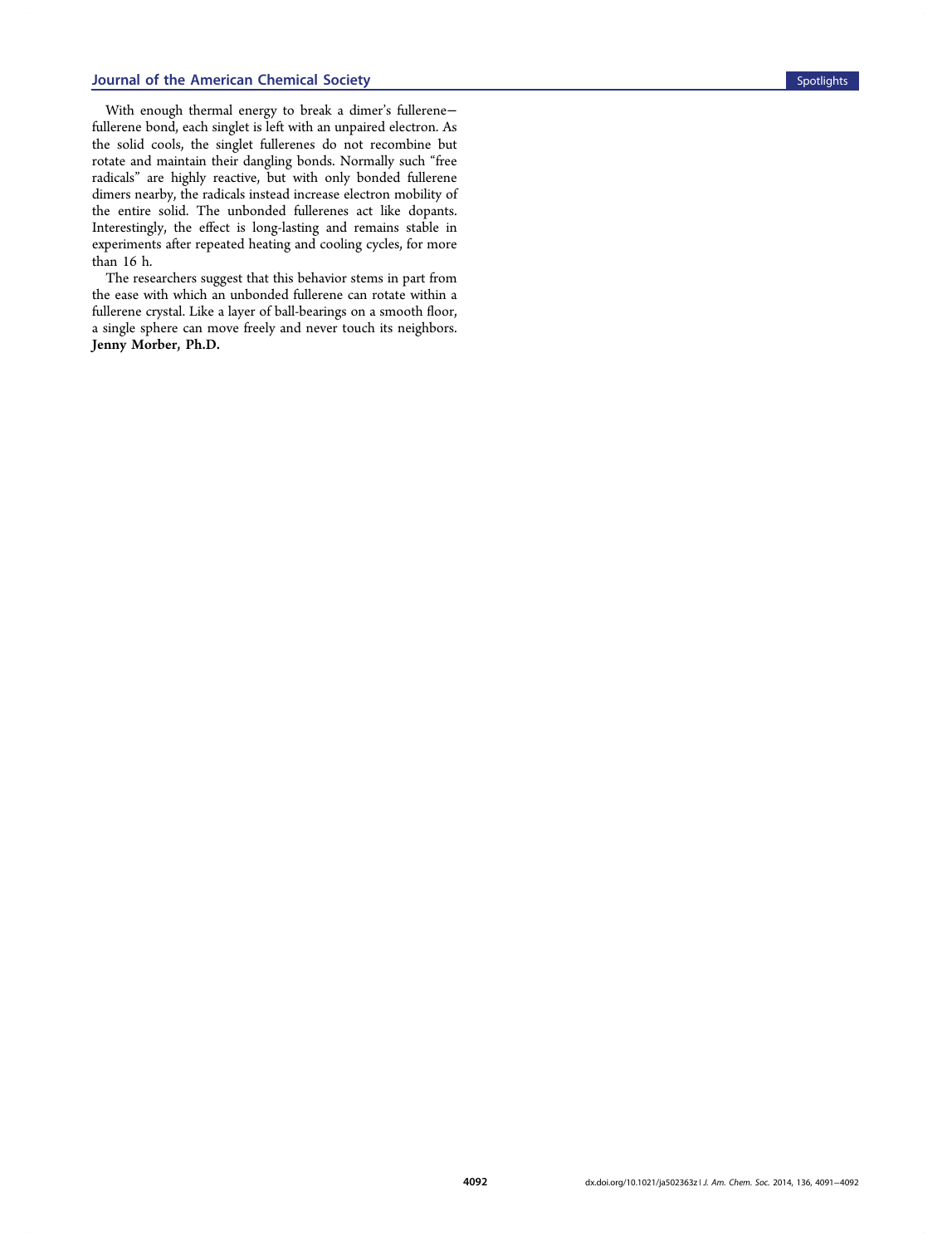With enough thermal energy to break a dimer's fullerene–fullerene bond, each singlet is left with an unpaired electron. As the solid cools, the singlet fullerenes do not recombine but rotate and maintain their dangling bonds. Normally such "free radicals" are highly reactive, but with only bonded fullerene dimers nearby, the radicals instead increase electron mobility of the entire solid. The unbonded fullerenes act like dopants. Interestingly, the effect is long-lasting and remains stable in experiments after repeated heating and cooling cycles, for more than 16 h.

The researchers suggest that this behavior stems in part from the ease with which an unbonded fullerene can rotate within a fullerene crystal. Like a layer of ball-bearings on a smooth floor, a single sphere can move freely and never touch its neighbors.
**Jenny Morber, Ph.D.**